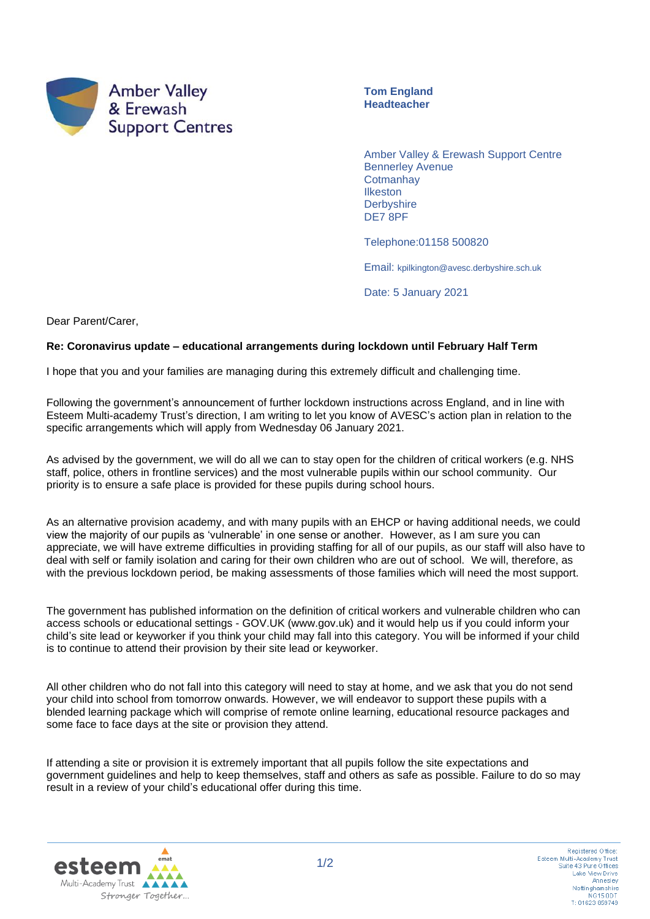Amber Valley
& Erewash
Support Centres

**Tom England**
**Headteacher**

Amber Valley & Erewash Support Centre
Bennerley Avenue
Cotmanhay
Ilkeston
Derbyshire
DE7 8PF

Telephone:01158 500820

Email: kpilkington@avesc.derbyshire.sch.uk

Date: 5 January 2021

Dear Parent/Carer,

**Re: Coronavirus update – educational arrangements during lockdown until February Half Term**

I hope that you and your families are managing during this extremely difficult and challenging time.

Following the government's announcement of further lockdown instructions across England, and in line with Esteem Multi-academy Trust's direction, I am writing to let you know of AVESC's action plan in relation to the specific arrangements which will apply from Wednesday 06 January 2021.

As advised by the government, we will do all we can to stay open for the children of critical workers (e.g. NHS staff, police, others in frontline services) and the most vulnerable pupils within our school community. Our priority is to ensure a safe place is provided for these pupils during school hours.

As an alternative provision academy, and with many pupils with an EHCP or having additional needs, we could view the majority of our pupils as 'vulnerable' in one sense or another. However, as I am sure you can appreciate, we will have extreme difficulties in providing staffing for all of our pupils, as our staff will also have to deal with self or family isolation and caring for their own children who are out of school. We will, therefore, as with the previous lockdown period, be making assessments of those families which will need the most support.

The government has published information on the definition of critical workers and vulnerable children who can access schools or educational settings - GOV.UK (www.gov.uk) and it would help us if you could inform your child's site lead or keyworker if you think your child may fall into this category. You will be informed if your child is to continue to attend their provision by their site lead or keyworker.

All other children who do not fall into this category will need to stay at home, and we ask that you do not send your child into school from tomorrow onwards. However, we will endeavor to support these pupils with a blended learning package which will comprise of remote online learning, educational resource packages and some face to face days at the site or provision they attend.

If attending a site or provision it is extremely important that all pupils follow the site expectations and government guidelines and help to keep themselves, staff and others as safe as possible. Failure to do so may result in a review of your child's educational offer during this time.

esteem Multi-Academy Trust
Stronger Together...

Registered Office:
Esteem Multi-Academy Trust
Suite 43 Pure Offices
Lake View Drive
Annesley
Nottinghamshire
NG15 0DT
T: 01623 859749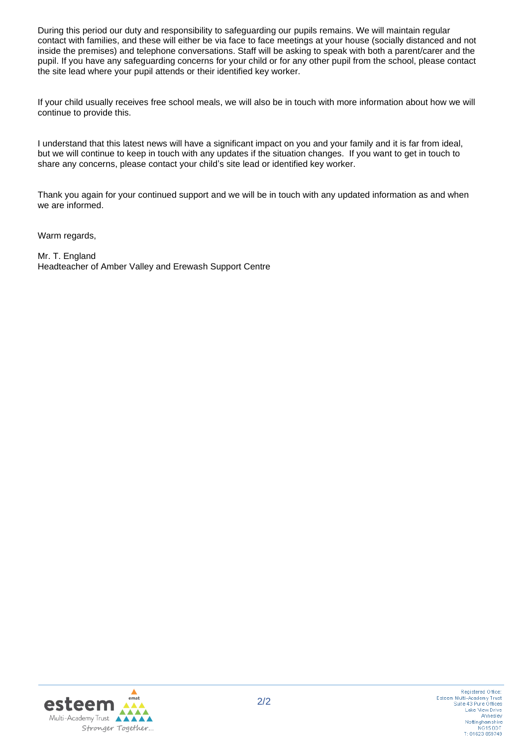During this period our duty and responsibility to safeguarding our pupils remains. We will maintain regular contact with families, and these will either be via face to face meetings at your house (socially distanced and not inside the premises) and telephone conversations. Staff will be asking to speak with both a parent/carer and the pupil. If you have any safeguarding concerns for your child or for any other pupil from the school, please contact the site lead where your pupil attends or their identified key worker.

If your child usually receives free school meals, we will also be in touch with more information about how we will continue to provide this.

I understand that this latest news will have a significant impact on you and your family and it is far from ideal, but we will continue to keep in touch with any updates if the situation changes. If you want to get in touch to share any concerns, please contact your child's site lead or identified key worker.

Thank you again for your continued support and we will be in touch with any updated information as and when we are informed.

Warm regards,

Mr. T. England
Headteacher of Amber Valley and Erewash Support Centre